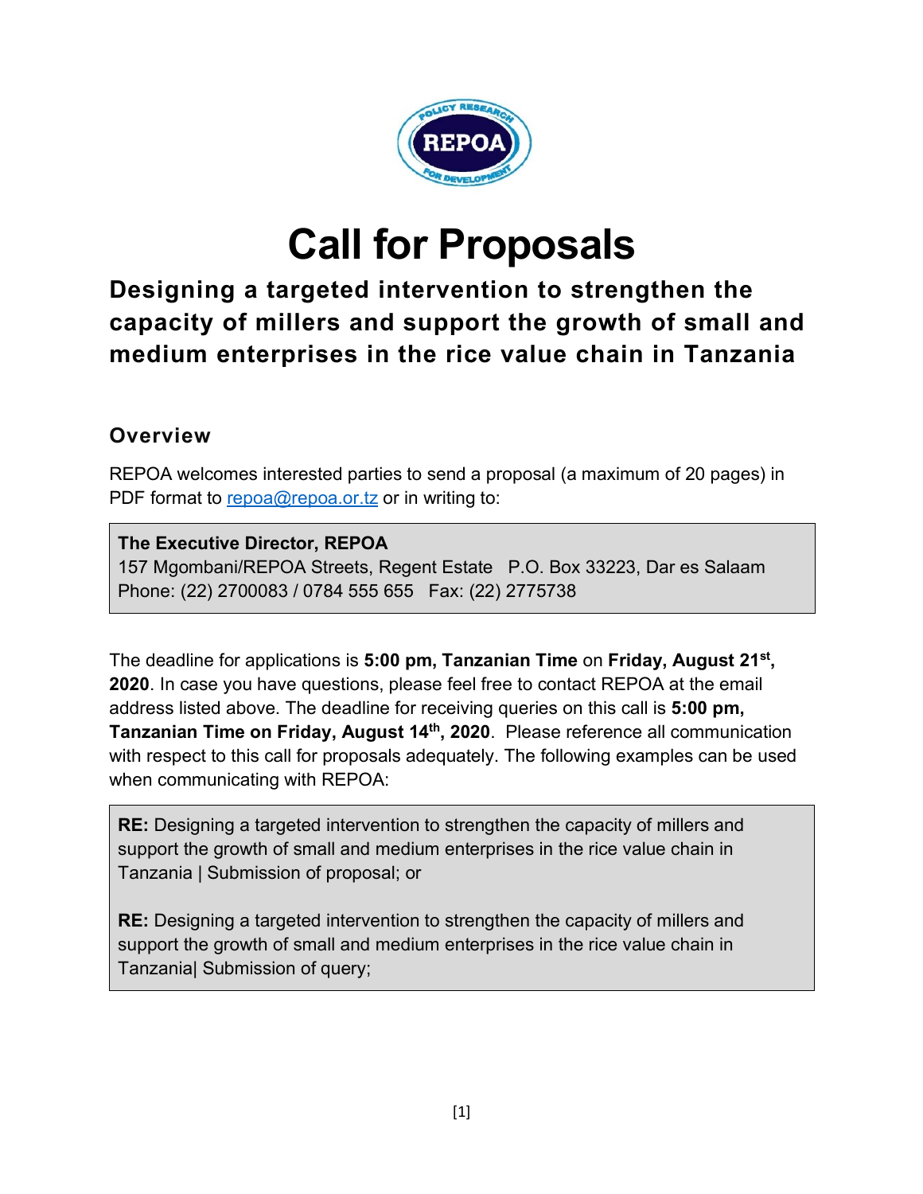# Call for Proposals

## Designing a targeted intervention to strengthen the capacity of millers and support the growth of small and medium enterprises in the rice value chain in Tanzania

### Overview

REPOA welcomes interested parties to send a proposal (a maximum of 20 pages) in PDF format to repoa@repoa.or.tz or in writing to:

**The Executive Director, REPOA**
157 Mgombani/REPOA Streets, Regent Estate P.O. Box 33223, Dar es Salaam
Phone: (22) 2700083 / 0784 555 655 Fax: (22) 2775738

The deadline for applications is **5:00 pm, Tanzanian Time** on **Friday, August 21st, 2020**. In case you have questions, please feel free to contact REPOA at the email address listed above. The deadline for receiving queries on this call is **5:00 pm, Tanzanian Time on Friday, August 14th, 2020**. Please reference all communication with respect to this call for proposals adequately. The following examples can be used when communicating with REPOA:

**RE:** Designing a targeted intervention to strengthen the capacity of millers and support the growth of small and medium enterprises in the rice value chain in Tanzania | Submission of proposal; or

**RE:** Designing a targeted intervention to strengthen the capacity of millers and support the growth of small and medium enterprises in the rice value chain in Tanzania| Submission of query;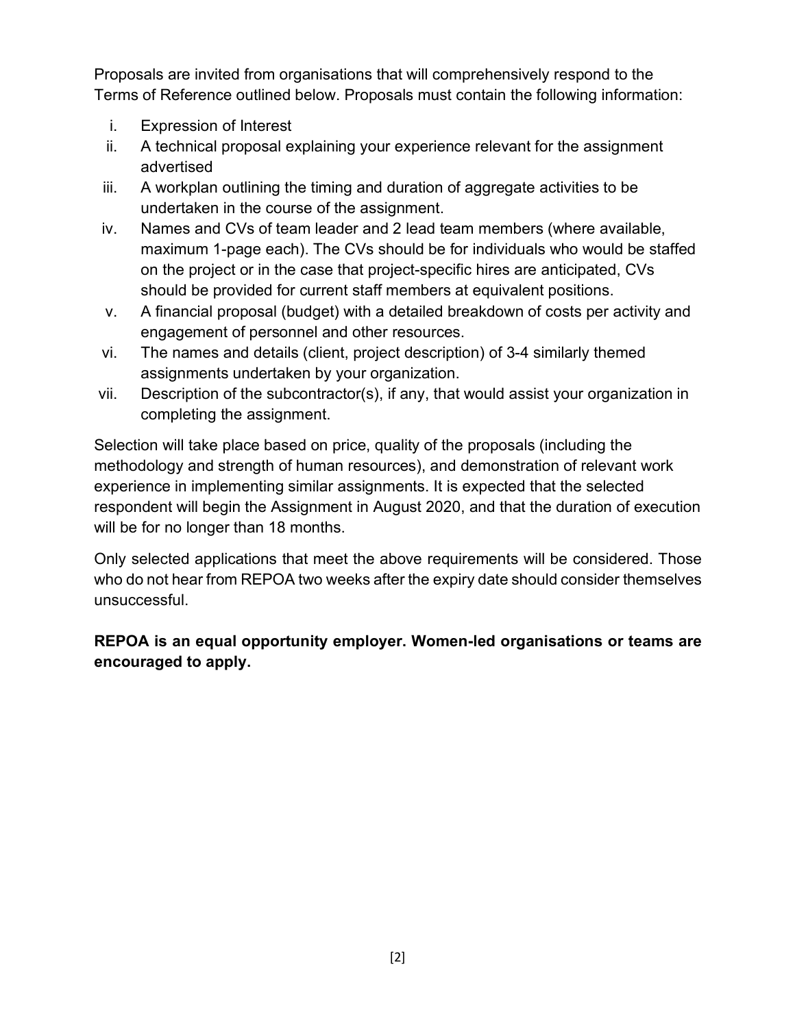Proposals are invited from organisations that will comprehensively respond to the Terms of Reference outlined below. Proposals must contain the following information:

i. Expression of Interest
ii. A technical proposal explaining your experience relevant for the assignment advertised
iii. A workplan outlining the timing and duration of aggregate activities to be undertaken in the course of the assignment.
iv. Names and CVs of team leader and 2 lead team members (where available, maximum 1-page each). The CVs should be for individuals who would be staffed on the project or in the case that project-specific hires are anticipated, CVs should be provided for current staff members at equivalent positions.
v. A financial proposal (budget) with a detailed breakdown of costs per activity and engagement of personnel and other resources.
vi. The names and details (client, project description) of 3-4 similarly themed assignments undertaken by your organization.
vii. Description of the subcontractor(s), if any, that would assist your organization in completing the assignment.

Selection will take place based on price, quality of the proposals (including the methodology and strength of human resources), and demonstration of relevant work experience in implementing similar assignments. It is expected that the selected respondent will begin the Assignment in August 2020, and that the duration of execution will be for no longer than 18 months.

Only selected applications that meet the above requirements will be considered. Those who do not hear from REPOA two weeks after the expiry date should consider themselves unsuccessful.

**REPOA is an equal opportunity employer. Women-led organisations or teams are encouraged to apply.**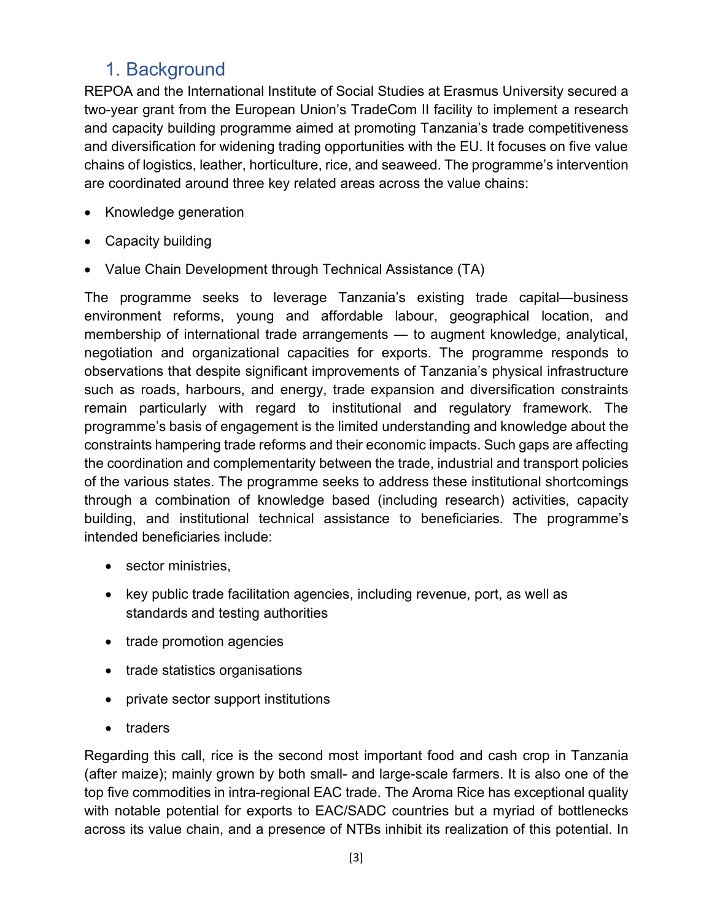# 1. Background

REPOA and the International Institute of Social Studies at Erasmus University secured a two-year grant from the European Union's TradeCom II facility to implement a research and capacity building programme aimed at promoting Tanzania's trade competitiveness and diversification for widening trading opportunities with the EU. It focuses on five value chains of logistics, leather, horticulture, rice, and seaweed. The programme's intervention are coordinated around three key related areas across the value chains:

- Knowledge generation
- Capacity building
- Value Chain Development through Technical Assistance (TA)

The programme seeks to leverage Tanzania's existing trade capital—business environment reforms, young and affordable labour, geographical location, and membership of international trade arrangements — to augment knowledge, analytical, negotiation and organizational capacities for exports. The programme responds to observations that despite significant improvements of Tanzania's physical infrastructure such as roads, harbours, and energy, trade expansion and diversification constraints remain particularly with regard to institutional and regulatory framework. The programme's basis of engagement is the limited understanding and knowledge about the constraints hampering trade reforms and their economic impacts. Such gaps are affecting the coordination and complementarity between the trade, industrial and transport policies of the various states. The programme seeks to address these institutional shortcomings through a combination of knowledge based (including research) activities, capacity building, and institutional technical assistance to beneficiaries. The programme's intended beneficiaries include:

- sector ministries,
- key public trade facilitation agencies, including revenue, port, as well as standards and testing authorities
- trade promotion agencies
- trade statistics organisations
- private sector support institutions
- traders

Regarding this call, rice is the second most important food and cash crop in Tanzania (after maize); mainly grown by both small- and large-scale farmers. It is also one of the top five commodities in intra-regional EAC trade. The Aroma Rice has exceptional quality with notable potential for exports to EAC/SADC countries but a myriad of bottlenecks across its value chain, and a presence of NTBs inhibit its realization of this potential. In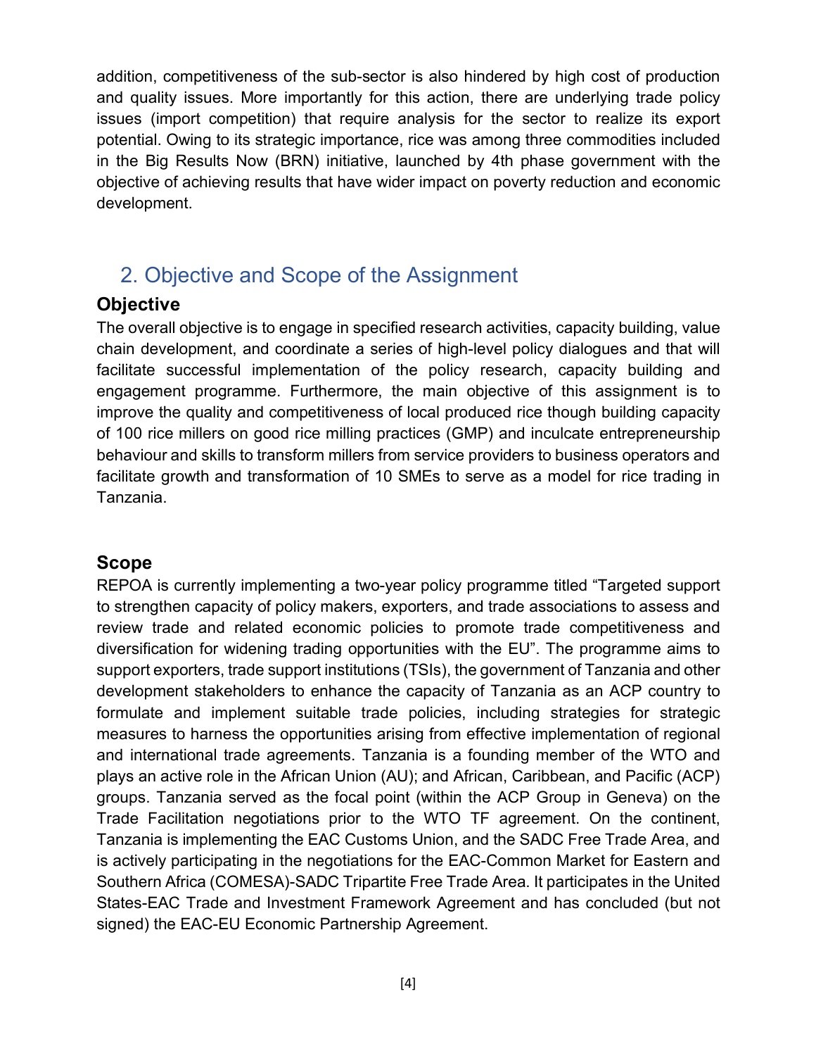addition, competitiveness of the sub-sector is also hindered by high cost of production and quality issues. More importantly for this action, there are underlying trade policy issues (import competition) that require analysis for the sector to realize its export potential. Owing to its strategic importance, rice was among three commodities included in the Big Results Now (BRN) initiative, launched by 4th phase government with the objective of achieving results that have wider impact on poverty reduction and economic development.

## 2. Objective and Scope of the Assignment

### Objective

The overall objective is to engage in specified research activities, capacity building, value chain development, and coordinate a series of high-level policy dialogues and that will facilitate successful implementation of the policy research, capacity building and engagement programme. Furthermore, the main objective of this assignment is to improve the quality and competitiveness of local produced rice though building capacity of 100 rice millers on good rice milling practices (GMP) and inculcate entrepreneurship behaviour and skills to transform millers from service providers to business operators and facilitate growth and transformation of 10 SMEs to serve as a model for rice trading in Tanzania.

### Scope

REPOA is currently implementing a two-year policy programme titled "Targeted support to strengthen capacity of policy makers, exporters, and trade associations to assess and review trade and related economic policies to promote trade competitiveness and diversification for widening trading opportunities with the EU". The programme aims to support exporters, trade support institutions (TSIs), the government of Tanzania and other development stakeholders to enhance the capacity of Tanzania as an ACP country to formulate and implement suitable trade policies, including strategies for strategic measures to harness the opportunities arising from effective implementation of regional and international trade agreements. Tanzania is a founding member of the WTO and plays an active role in the African Union (AU); and African, Caribbean, and Pacific (ACP) groups. Tanzania served as the focal point (within the ACP Group in Geneva) on the Trade Facilitation negotiations prior to the WTO TF agreement. On the continent, Tanzania is implementing the EAC Customs Union, and the SADC Free Trade Area, and is actively participating in the negotiations for the EAC-Common Market for Eastern and Southern Africa (COMESA)-SADC Tripartite Free Trade Area. It participates in the United States-EAC Trade and Investment Framework Agreement and has concluded (but not signed) the EAC-EU Economic Partnership Agreement.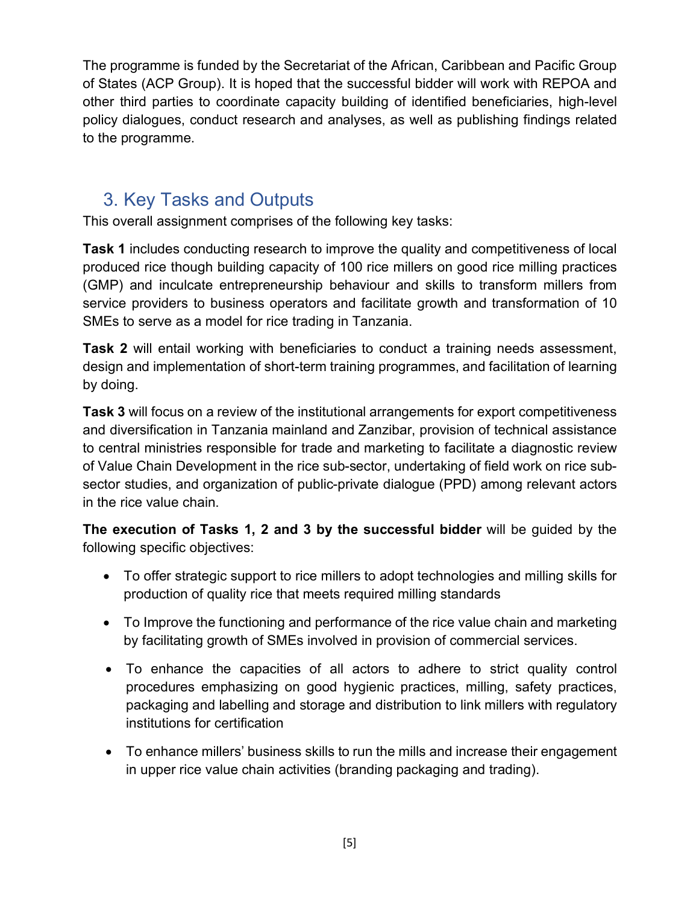The programme is funded by the Secretariat of the African, Caribbean and Pacific Group of States (ACP Group). It is hoped that the successful bidder will work with REPOA and other third parties to coordinate capacity building of identified beneficiaries, high-level policy dialogues, conduct research and analyses, as well as publishing findings related to the programme.

## 3. Key Tasks and Outputs

This overall assignment comprises of the following key tasks:

**Task 1** includes conducting research to improve the quality and competitiveness of local produced rice though building capacity of 100 rice millers on good rice milling practices (GMP) and inculcate entrepreneurship behaviour and skills to transform millers from service providers to business operators and facilitate growth and transformation of 10 SMEs to serve as a model for rice trading in Tanzania.

**Task 2** will entail working with beneficiaries to conduct a training needs assessment, design and implementation of short-term training programmes, and facilitation of learning by doing.

**Task 3** will focus on a review of the institutional arrangements for export competitiveness and diversification in Tanzania mainland and Zanzibar, provision of technical assistance to central ministries responsible for trade and marketing to facilitate a diagnostic review of Value Chain Development in the rice sub-sector, undertaking of field work on rice sub-sector studies, and organization of public-private dialogue (PPD) among relevant actors in the rice value chain.

**The execution of Tasks 1, 2 and 3 by the successful bidder** will be guided by the following specific objectives:

- To offer strategic support to rice millers to adopt technologies and milling skills for production of quality rice that meets required milling standards
- To Improve the functioning and performance of the rice value chain and marketing by facilitating growth of SMEs involved in provision of commercial services.
- To enhance the capacities of all actors to adhere to strict quality control procedures emphasizing on good hygienic practices, milling, safety practices, packaging and labelling and storage and distribution to link millers with regulatory institutions for certification
- To enhance millers' business skills to run the mills and increase their engagement in upper rice value chain activities (branding packaging and trading).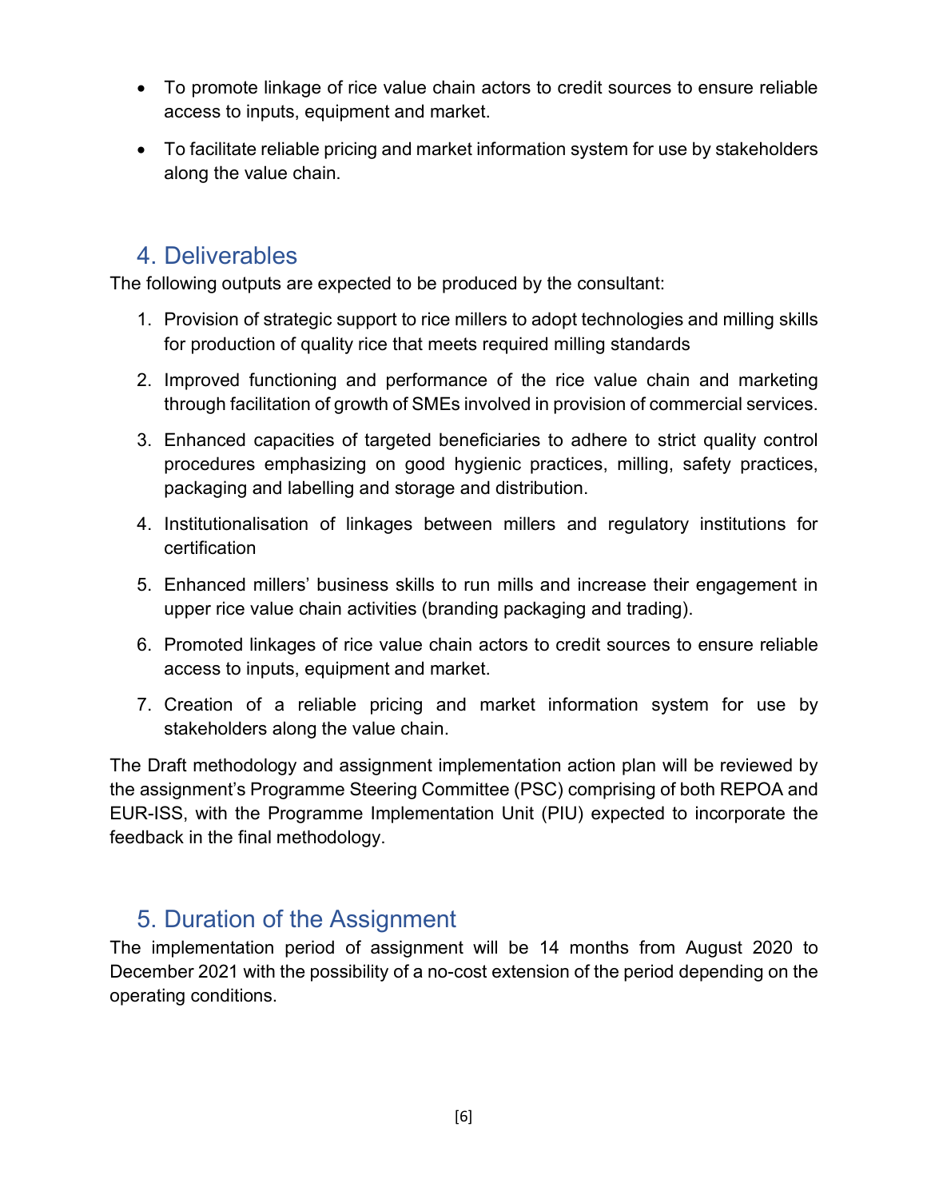- To promote linkage of rice value chain actors to credit sources to ensure reliable access to inputs, equipment and market.
- To facilitate reliable pricing and market information system for use by stakeholders along the value chain.

## 4. Deliverables

The following outputs are expected to be produced by the consultant:

1. Provision of strategic support to rice millers to adopt technologies and milling skills for production of quality rice that meets required milling standards
2. Improved functioning and performance of the rice value chain and marketing through facilitation of growth of SMEs involved in provision of commercial services.
3. Enhanced capacities of targeted beneficiaries to adhere to strict quality control procedures emphasizing on good hygienic practices, milling, safety practices, packaging and labelling and storage and distribution.
4. Institutionalisation of linkages between millers and regulatory institutions for certification
5. Enhanced millers' business skills to run mills and increase their engagement in upper rice value chain activities (branding packaging and trading).
6. Promoted linkages of rice value chain actors to credit sources to ensure reliable access to inputs, equipment and market.
7. Creation of a reliable pricing and market information system for use by stakeholders along the value chain.

The Draft methodology and assignment implementation action plan will be reviewed by the assignment's Programme Steering Committee (PSC) comprising of both REPOA and EUR-ISS, with the Programme Implementation Unit (PIU) expected to incorporate the feedback in the final methodology.

## 5. Duration of the Assignment

The implementation period of assignment will be 14 months from August 2020 to December 2021 with the possibility of a no-cost extension of the period depending on the operating conditions.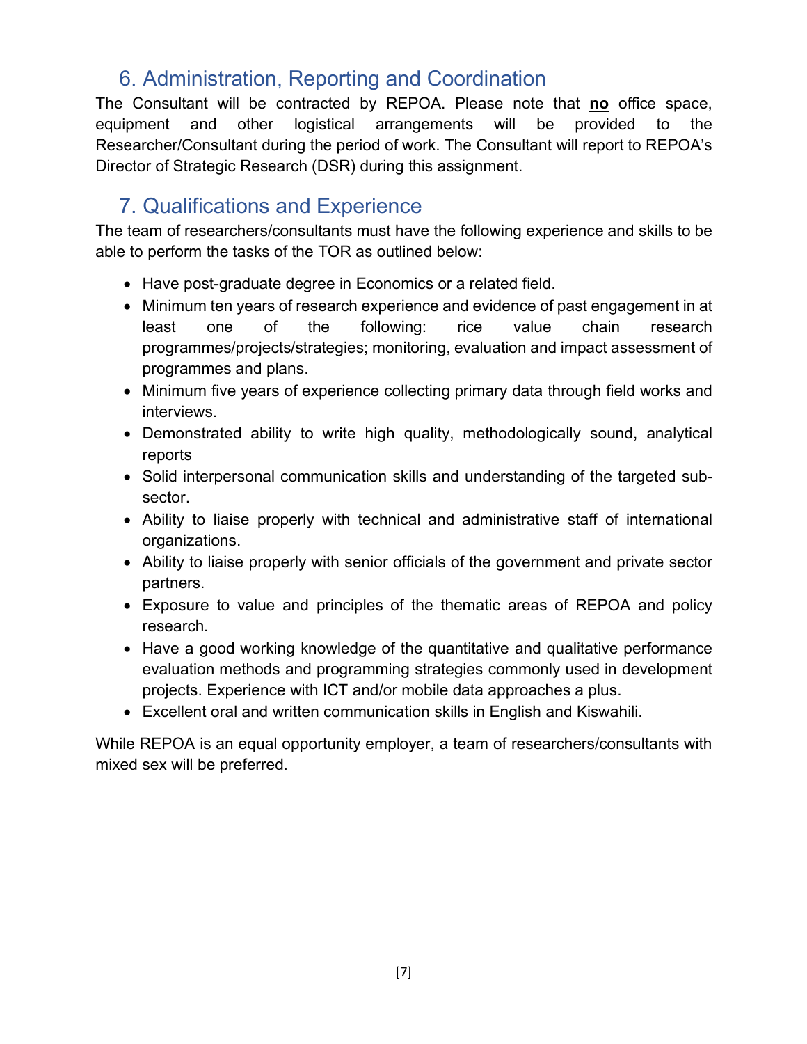## 6. Administration, Reporting and Coordination

The Consultant will be contracted by REPOA. Please note that **no** office space, equipment and other logistical arrangements will be provided to the Researcher/Consultant during the period of work. The Consultant will report to REPOA's Director of Strategic Research (DSR) during this assignment.

## 7. Qualifications and Experience

The team of researchers/consultants must have the following experience and skills to be able to perform the tasks of the TOR as outlined below:

- Have post-graduate degree in Economics or a related field.
- Minimum ten years of research experience and evidence of past engagement in at least one of the following: rice value chain research programmes/projects/strategies; monitoring, evaluation and impact assessment of programmes and plans.
- Minimum five years of experience collecting primary data through field works and interviews.
- Demonstrated ability to write high quality, methodologically sound, analytical reports
- Solid interpersonal communication skills and understanding of the targeted sub-sector.
- Ability to liaise properly with technical and administrative staff of international organizations.
- Ability to liaise properly with senior officials of the government and private sector partners.
- Exposure to value and principles of the thematic areas of REPOA and policy research.
- Have a good working knowledge of the quantitative and qualitative performance evaluation methods and programming strategies commonly used in development projects. Experience with ICT and/or mobile data approaches a plus.
- Excellent oral and written communication skills in English and Kiswahili.

While REPOA is an equal opportunity employer, a team of researchers/consultants with mixed sex will be preferred.